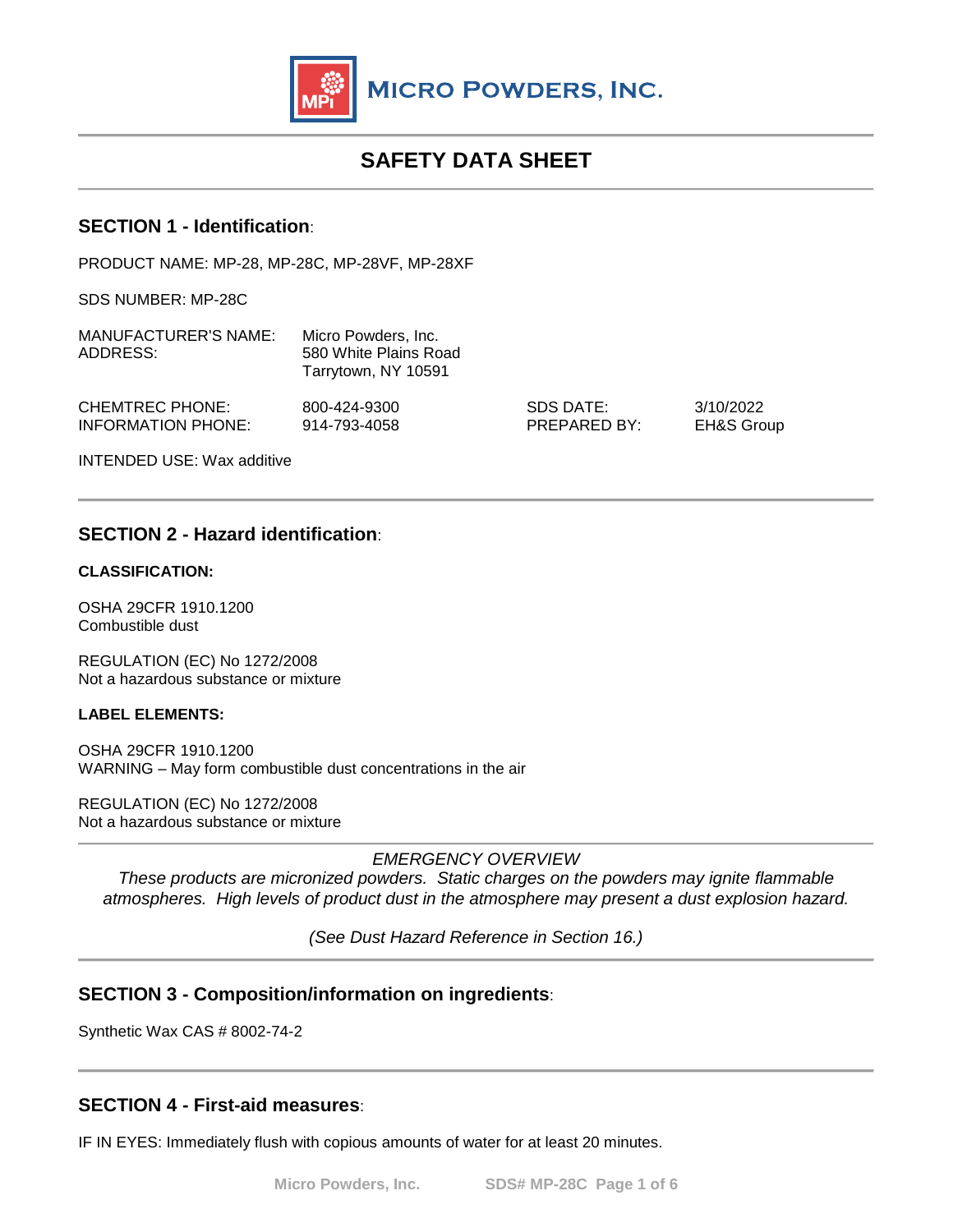MICRO POWDERS, INC.

# SAFETY DATA SHEET

## SECTION 1 - Identification:

PRODUCT NAME: MP-28, MP-28C, MP-28VF, MP-28XF

SDS NUMBER: MP-28C

MANUFACTURER'S NAME: Micro Powders, Inc.
ADDRESS: 580 White Plains Road
Tarrytown, NY 10591

CHEMTREC PHONE: 800-424-9300
INFORMATION PHONE: 914-793-4058

SDS DATE: 3/10/2022
PREPARED BY: EH&S Group

INTENDED USE: Wax additive

## SECTION 2 - Hazard identification:

**CLASSIFICATION:**

OSHA 29CFR 1910.1200
Combustible dust

REGULATION (EC) No 1272/2008
Not a hazardous substance or mixture

**LABEL ELEMENTS:**

OSHA 29CFR 1910.1200
WARNING – May form combustible dust concentrations in the air

REGULATION (EC) No 1272/2008
Not a hazardous substance or mixture

*EMERGENCY OVERVIEW*

*These products are micronized powders. Static charges on the powders may ignite flammable atmospheres. High levels of product dust in the atmosphere may present a dust explosion hazard.*

*(See Dust Hazard Reference in Section 16.)*

## SECTION 3 - Composition/information on ingredients:

Synthetic Wax CAS # 8002-74-2

## SECTION 4 - First-aid measures:

IF IN EYES: Immediately flush with copious amounts of water for at least 20 minutes.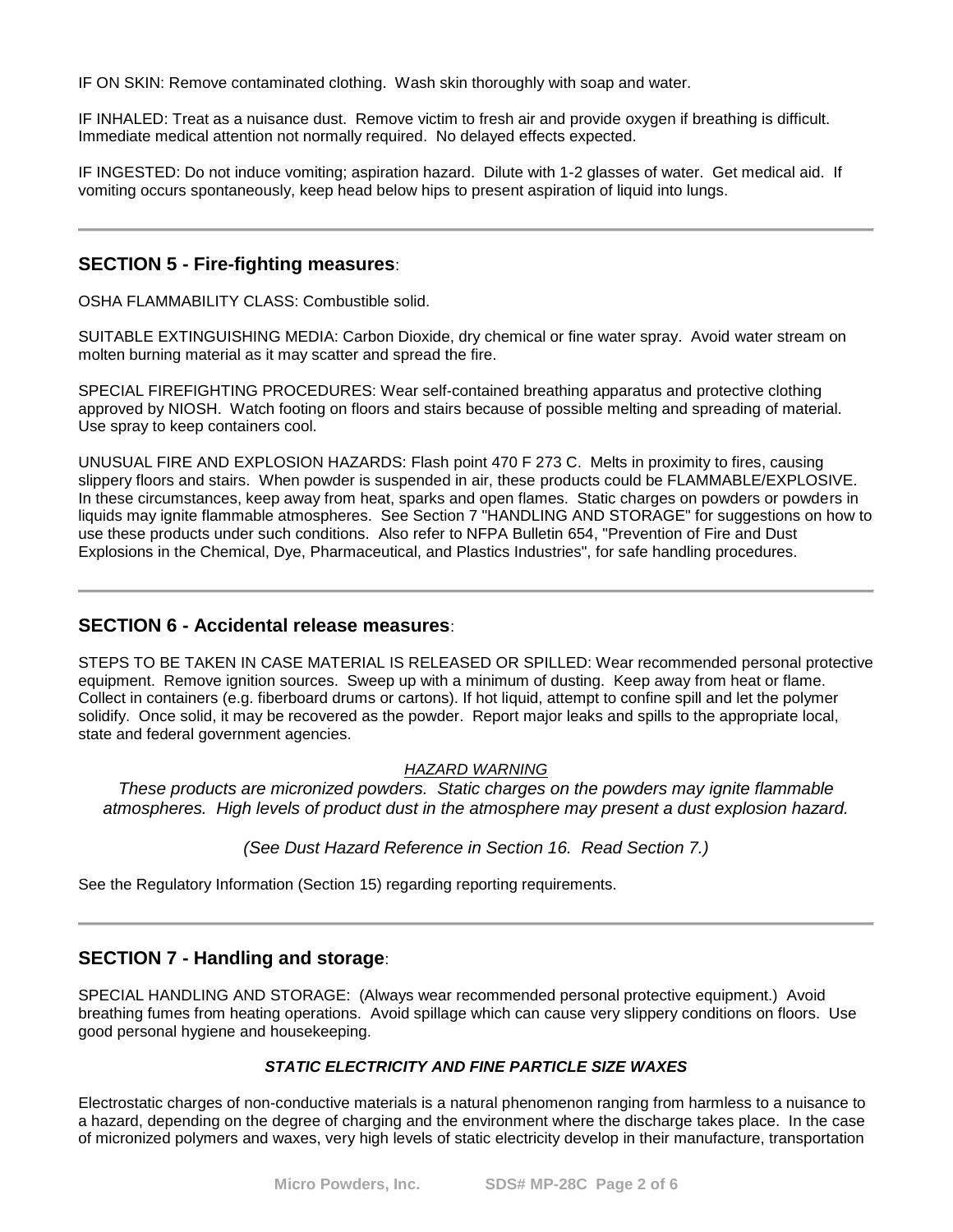IF ON SKIN: Remove contaminated clothing. Wash skin thoroughly with soap and water.

IF INHALED: Treat as a nuisance dust. Remove victim to fresh air and provide oxygen if breathing is difficult. Immediate medical attention not normally required. No delayed effects expected.

IF INGESTED: Do not induce vomiting; aspiration hazard. Dilute with 1-2 glasses of water. Get medical aid. If vomiting occurs spontaneously, keep head below hips to present aspiration of liquid into lungs.

---

## SECTION 5 - Fire-fighting measures:

OSHA FLAMMABILITY CLASS: Combustible solid.

SUITABLE EXTINGUISHING MEDIA: Carbon Dioxide, dry chemical or fine water spray. Avoid water stream on molten burning material as it may scatter and spread the fire.

SPECIAL FIREFIGHTING PROCEDURES: Wear self-contained breathing apparatus and protective clothing approved by NIOSH. Watch footing on floors and stairs because of possible melting and spreading of material. Use spray to keep containers cool.

UNUSUAL FIRE AND EXPLOSION HAZARDS: Flash point 470 F 273 C. Melts in proximity to fires, causing slippery floors and stairs. When powder is suspended in air, these products could be FLAMMABLE/EXPLOSIVE. In these circumstances, keep away from heat, sparks and open flames. Static charges on powders or powders in liquids may ignite flammable atmospheres. See Section 7 "HANDLING AND STORAGE" for suggestions on how to use these products under such conditions. Also refer to NFPA Bulletin 654, "Prevention of Fire and Dust Explosions in the Chemical, Dye, Pharmaceutical, and Plastics Industries", for safe handling procedures.

---

## SECTION 6 - Accidental release measures:

STEPS TO BE TAKEN IN CASE MATERIAL IS RELEASED OR SPILLED: Wear recommended personal protective equipment. Remove ignition sources. Sweep up with a minimum of dusting. Keep away from heat or flame. Collect in containers (e.g. fiberboard drums or cartons). If hot liquid, attempt to confine spill and let the polymer solidify. Once solid, it may be recovered as the powder. Report major leaks and spills to the appropriate local, state and federal government agencies.

*HAZARD WARNING*

*These products are micronized powders. Static charges on the powders may ignite flammable atmospheres. High levels of product dust in the atmosphere may present a dust explosion hazard.*

*(See Dust Hazard Reference in Section 16. Read Section 7.)*

See the Regulatory Information (Section 15) regarding reporting requirements.

---

## SECTION 7 - Handling and storage:

SPECIAL HANDLING AND STORAGE: (Always wear recommended personal protective equipment.) Avoid breathing fumes from heating operations. Avoid spillage which can cause very slippery conditions on floors. Use good personal hygiene and housekeeping.

***STATIC ELECTRICITY AND FINE PARTICLE SIZE WAXES***

Electrostatic charges of non-conductive materials is a natural phenomenon ranging from harmless to a nuisance to a hazard, depending on the degree of charging and the environment where the discharge takes place. In the case of micronized polymers and waxes, very high levels of static electricity develop in their manufacture, transportation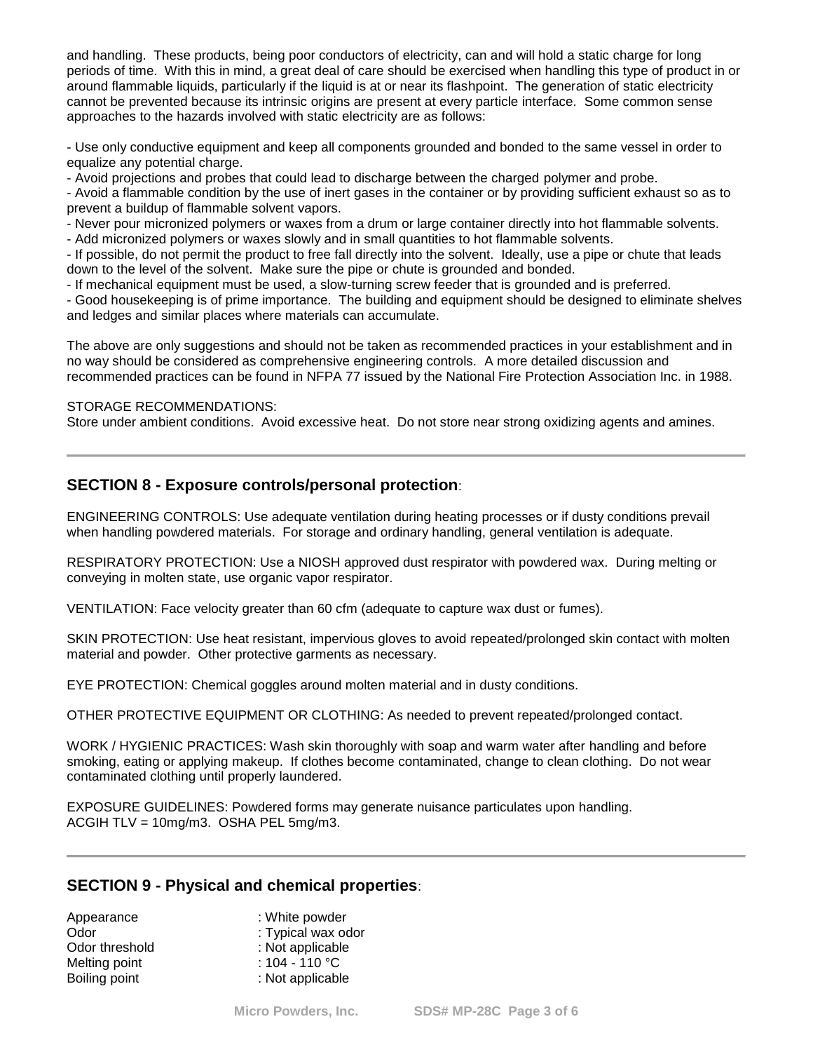and handling. These products, being poor conductors of electricity, can and will hold a static charge for long periods of time. With this in mind, a great deal of care should be exercised when handling this type of product in or around flammable liquids, particularly if the liquid is at or near its flashpoint. The generation of static electricity cannot be prevented because its intrinsic origins are present at every particle interface. Some common sense approaches to the hazards involved with static electricity are as follows:

- Use only conductive equipment and keep all components grounded and bonded to the same vessel in order to equalize any potential charge.
- Avoid projections and probes that could lead to discharge between the charged polymer and probe.
- Avoid a flammable condition by the use of inert gases in the container or by providing sufficient exhaust so as to prevent a buildup of flammable solvent vapors.
- Never pour micronized polymers or waxes from a drum or large container directly into hot flammable solvents.
- Add micronized polymers or waxes slowly and in small quantities to hot flammable solvents.
- If possible, do not permit the product to free fall directly into the solvent. Ideally, use a pipe or chute that leads down to the level of the solvent. Make sure the pipe or chute is grounded and bonded.
- If mechanical equipment must be used, a slow-turning screw feeder that is grounded and is preferred.
- Good housekeeping is of prime importance. The building and equipment should be designed to eliminate shelves and ledges and similar places where materials can accumulate.

The above are only suggestions and should not be taken as recommended practices in your establishment and in no way should be considered as comprehensive engineering controls. A more detailed discussion and recommended practices can be found in NFPA 77 issued by the National Fire Protection Association Inc. in 1988.

STORAGE RECOMMENDATIONS:
Store under ambient conditions. Avoid excessive heat. Do not store near strong oxidizing agents and amines.

---

## SECTION 8 - Exposure controls/personal protection:

ENGINEERING CONTROLS: Use adequate ventilation during heating processes or if dusty conditions prevail when handling powdered materials. For storage and ordinary handling, general ventilation is adequate.

RESPIRATORY PROTECTION: Use a NIOSH approved dust respirator with powdered wax. During melting or conveying in molten state, use organic vapor respirator.

VENTILATION: Face velocity greater than 60 cfm (adequate to capture wax dust or fumes).

SKIN PROTECTION: Use heat resistant, impervious gloves to avoid repeated/prolonged skin contact with molten material and powder. Other protective garments as necessary.

EYE PROTECTION: Chemical goggles around molten material and in dusty conditions.

OTHER PROTECTIVE EQUIPMENT OR CLOTHING: As needed to prevent repeated/prolonged contact.

WORK / HYGIENIC PRACTICES: Wash skin thoroughly with soap and warm water after handling and before smoking, eating or applying makeup. If clothes become contaminated, change to clean clothing. Do not wear contaminated clothing until properly laundered.

EXPOSURE GUIDELINES: Powdered forms may generate nuisance particulates upon handling.
ACGIH TLV = 10mg/m3. OSHA PEL 5mg/m3.

---

## SECTION 9 - Physical and chemical properties:

| | |
|---|---|
| Appearance | : White powder |
| Odor | : Typical wax odor |
| Odor threshold | : Not applicable |
| Melting point | : 104 - 110 °C |
| Boiling point | : Not applicable |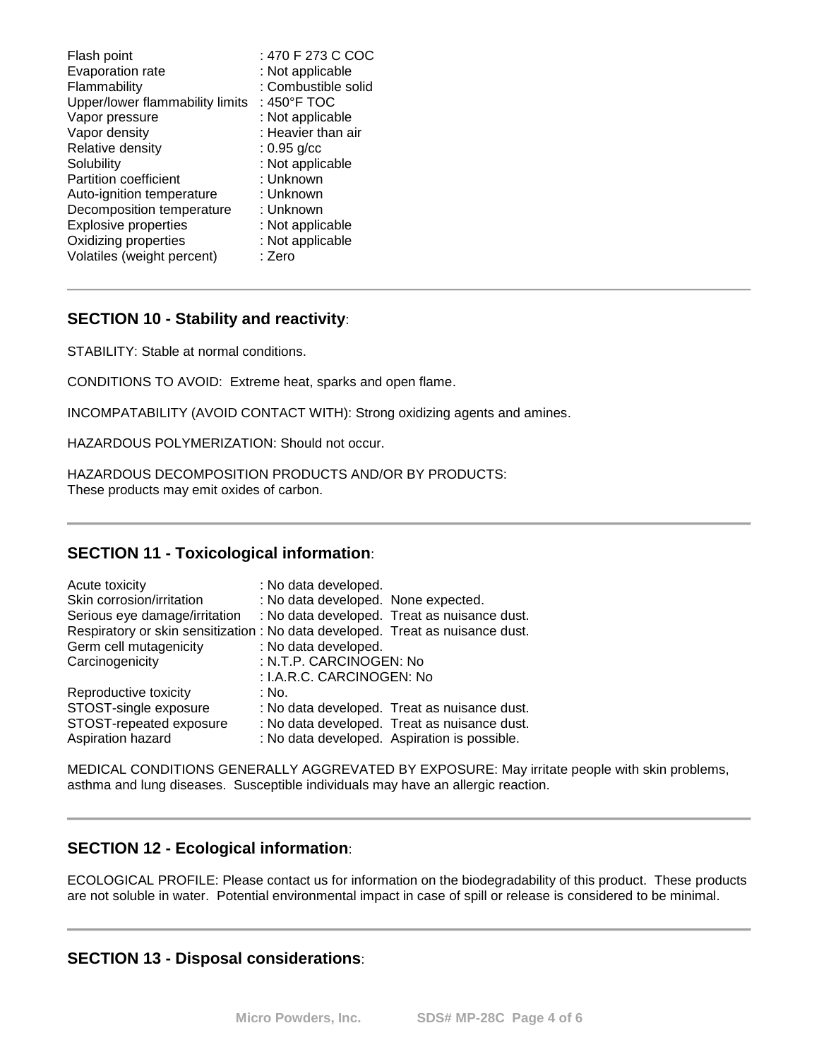| | |
|---|---|
| Flash point | : 470 F 273 C COC |
| Evaporation rate | : Not applicable |
| Flammability | : Combustible solid |
| Upper/lower flammability limits | : 450°F TOC |
| Vapor pressure | : Not applicable |
| Vapor density | : Heavier than air |
| Relative density | : 0.95 g/cc |
| Solubility | : Not applicable |
| Partition coefficient | : Unknown |
| Auto-ignition temperature | : Unknown |
| Decomposition temperature | : Unknown |
| Explosive properties | : Not applicable |
| Oxidizing properties | : Not applicable |
| Volatiles (weight percent) | : Zero |

---

## SECTION 10 - Stability and reactivity:

STABILITY: Stable at normal conditions.

CONDITIONS TO AVOID: Extreme heat, sparks and open flame.

INCOMPATABILITY (AVOID CONTACT WITH): Strong oxidizing agents and amines.

HAZARDOUS POLYMERIZATION: Should not occur.

HAZARDOUS DECOMPOSITION PRODUCTS AND/OR BY PRODUCTS:
These products may emit oxides of carbon.

---

## SECTION 11 - Toxicological information:

| | |
|---|---|
| Acute toxicity | : No data developed. |
| Skin corrosion/irritation | : No data developed. None expected. |
| Serious eye damage/irritation | : No data developed. Treat as nuisance dust. |
| Respiratory or skin sensitization | : No data developed. Treat as nuisance dust. |
| Germ cell mutagenicity | : No data developed. |
| Carcinogenicity | : N.T.P. CARCINOGEN: No |
| | : I.A.R.C. CARCINOGEN: No |
| Reproductive toxicity | : No. |
| STOST-single exposure | : No data developed. Treat as nuisance dust. |
| STOST-repeated exposure | : No data developed. Treat as nuisance dust. |
| Aspiration hazard | : No data developed. Aspiration is possible. |

MEDICAL CONDITIONS GENERALLY AGGREVATED BY EXPOSURE: May irritate people with skin problems, asthma and lung diseases. Susceptible individuals may have an allergic reaction.

---

## SECTION 12 - Ecological information:

ECOLOGICAL PROFILE: Please contact us for information on the biodegradability of this product. These products are not soluble in water. Potential environmental impact in case of spill or release is considered to be minimal.

---

## SECTION 13 - Disposal considerations: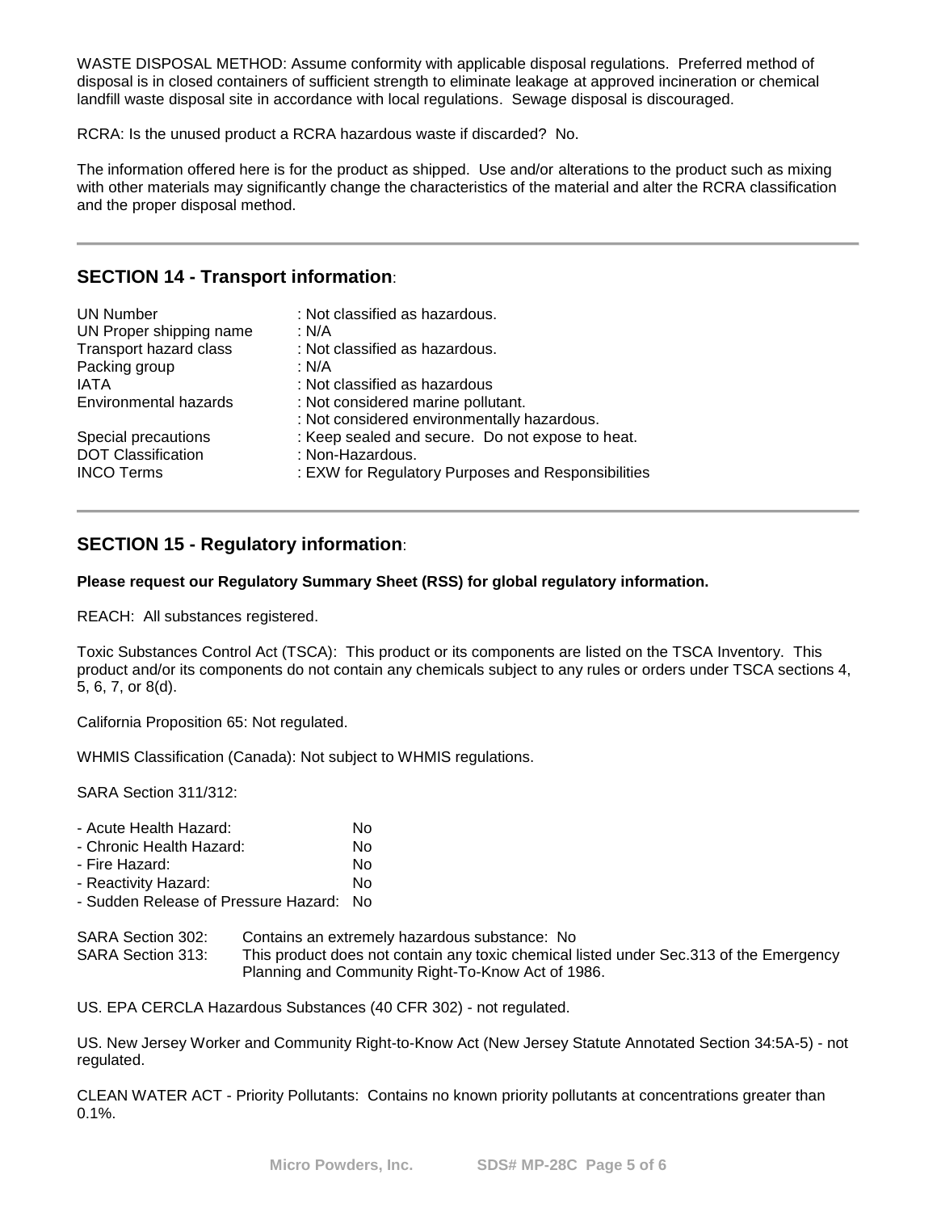WASTE DISPOSAL METHOD: Assume conformity with applicable disposal regulations. Preferred method of disposal is in closed containers of sufficient strength to eliminate leakage at approved incineration or chemical landfill waste disposal site in accordance with local regulations. Sewage disposal is discouraged.

RCRA: Is the unused product a RCRA hazardous waste if discarded? No.

The information offered here is for the product as shipped. Use and/or alterations to the product such as mixing with other materials may significantly change the characteristics of the material and alter the RCRA classification and the proper disposal method.

---

## SECTION 14 - Transport information:

| | |
|---|---|
| UN Number | : Not classified as hazardous. |
| UN Proper shipping name | : N/A |
| Transport hazard class | : Not classified as hazardous. |
| Packing group | : N/A |
| IATA | : Not classified as hazardous |
| Environmental hazards | : Not considered marine pollutant. |
| | : Not considered environmentally hazardous. |
| Special precautions | : Keep sealed and secure. Do not expose to heat. |
| DOT Classification | : Non-Hazardous. |
| INCO Terms | : EXW for Regulatory Purposes and Responsibilities |

---

## SECTION 15 - Regulatory information:

**Please request our Regulatory Summary Sheet (RSS) for global regulatory information.**

REACH: All substances registered.

Toxic Substances Control Act (TSCA): This product or its components are listed on the TSCA Inventory. This product and/or its components do not contain any chemicals subject to any rules or orders under TSCA sections 4, 5, 6, 7, or 8(d).

California Proposition 65: Not regulated.

WHMIS Classification (Canada): Not subject to WHMIS regulations.

SARA Section 311/312:

- Acute Health Hazard: No
- Chronic Health Hazard: No
- Fire Hazard: No
- Reactivity Hazard: No
- Sudden Release of Pressure Hazard: No

SARA Section 302: Contains an extremely hazardous substance: No

SARA Section 313: This product does not contain any toxic chemical listed under Sec.313 of the Emergency Planning and Community Right-To-Know Act of 1986.

US. EPA CERCLA Hazardous Substances (40 CFR 302) - not regulated.

US. New Jersey Worker and Community Right-to-Know Act (New Jersey Statute Annotated Section 34:5A-5) - not regulated.

CLEAN WATER ACT - Priority Pollutants: Contains no known priority pollutants at concentrations greater than 0.1%.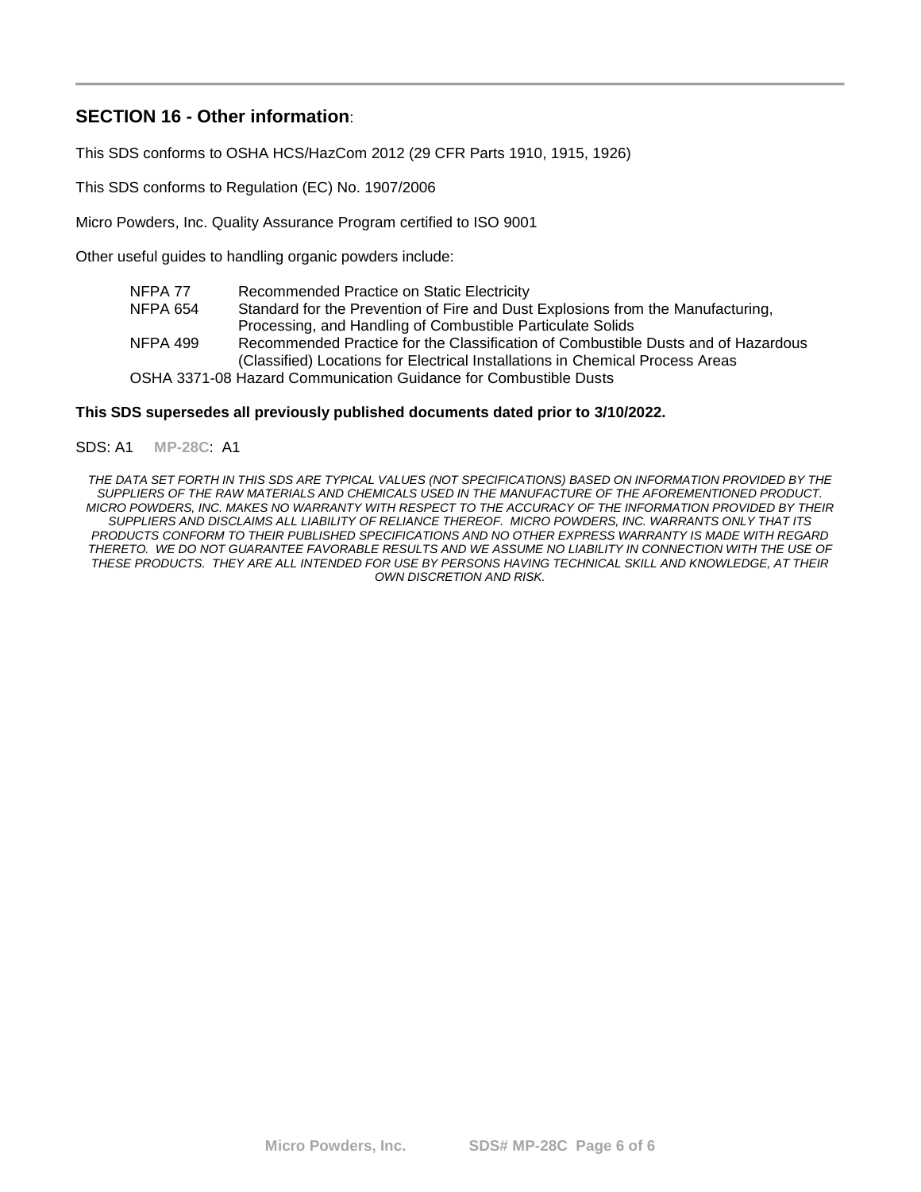## SECTION 16 - Other information:

This SDS conforms to OSHA HCS/HazCom 2012 (29 CFR Parts 1910, 1915, 1926)

This SDS conforms to Regulation (EC) No. 1907/2006

Micro Powders, Inc. Quality Assurance Program certified to ISO 9001

Other useful guides to handling organic powders include:

| | |
|---|---|
| NFPA 77 | Recommended Practice on Static Electricity |
| NFPA 654 | Standard for the Prevention of Fire and Dust Explosions from the Manufacturing, Processing, and Handling of Combustible Particulate Solids |
| NFPA 499 | Recommended Practice for the Classification of Combustible Dusts and of Hazardous (Classified) Locations for Electrical Installations in Chemical Process Areas |

OSHA 3371-08 Hazard Communication Guidance for Combustible Dusts

**This SDS supersedes all previously published documents dated prior to 3/10/2022.**

SDS: A1 **MP-28C**: A1

*THE DATA SET FORTH IN THIS SDS ARE TYPICAL VALUES (NOT SPECIFICATIONS) BASED ON INFORMATION PROVIDED BY THE SUPPLIERS OF THE RAW MATERIALS AND CHEMICALS USED IN THE MANUFACTURE OF THE AFOREMENTIONED PRODUCT. MICRO POWDERS, INC. MAKES NO WARRANTY WITH RESPECT TO THE ACCURACY OF THE INFORMATION PROVIDED BY THEIR SUPPLIERS AND DISCLAIMS ALL LIABILITY OF RELIANCE THEREOF. MICRO POWDERS, INC. WARRANTS ONLY THAT ITS PRODUCTS CONFORM TO THEIR PUBLISHED SPECIFICATIONS AND NO OTHER EXPRESS WARRANTY IS MADE WITH REGARD THERETO. WE DO NOT GUARANTEE FAVORABLE RESULTS AND WE ASSUME NO LIABILITY IN CONNECTION WITH THE USE OF THESE PRODUCTS. THEY ARE ALL INTENDED FOR USE BY PERSONS HAVING TECHNICAL SKILL AND KNOWLEDGE, AT THEIR OWN DISCRETION AND RISK.*